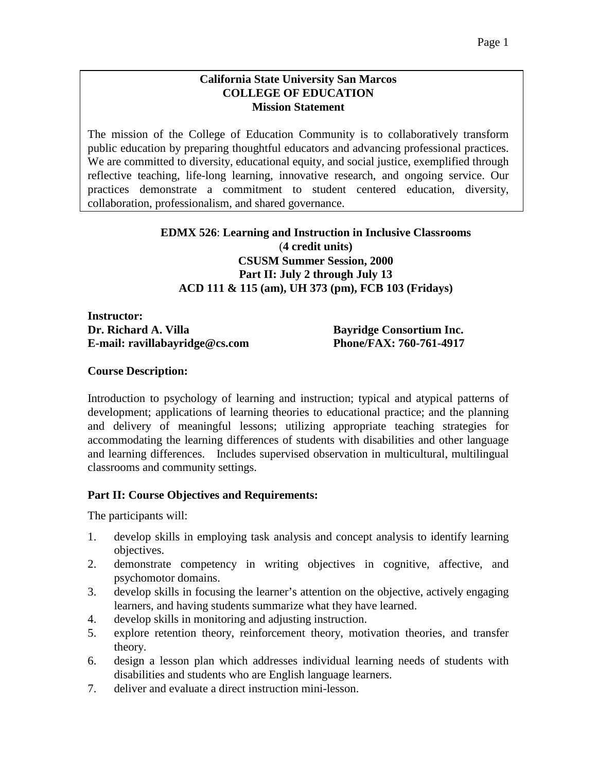**California State University San Marcos**
**COLLEGE OF EDUCATION**
**Mission Statement**

The mission of the College of Education Community is to collaboratively transform public education by preparing thoughtful educators and advancing professional practices. We are committed to diversity, educational equity, and social justice, exemplified through reflective teaching, life-long learning, innovative research, and ongoing service. Our practices demonstrate a commitment to student centered education, diversity, collaboration, professionalism, and shared governance.

**EDMX 526**: **Learning and Instruction in Inclusive Classrooms**
(**4 credit units)**
**CSUSM Summer Session, 2000**
**Part II: July 2 through July 13**
**ACD 111 & 115 (am), UH 373 (pm), FCB 103 (Fridays)**

**Instructor:**
**Dr. Richard A. Villa**
**E-mail: ravillabayridge@cs.com**

**Bayridge Consortium Inc.**
**Phone/FAX: 760-761-4917**

**Course Description:**

Introduction to psychology of learning and instruction; typical and atypical patterns of development; applications of learning theories to educational practice; and the planning and delivery of meaningful lessons; utilizing appropriate teaching strategies for accommodating the learning differences of students with disabilities and other language and learning differences. Includes supervised observation in multicultural, multilingual classrooms and community settings.

**Part II: Course Objectives and Requirements:**

The participants will:

1. develop skills in employing task analysis and concept analysis to identify learning objectives.
2. demonstrate competency in writing objectives in cognitive, affective, and psychomotor domains.
3. develop skills in focusing the learner's attention on the objective, actively engaging learners, and having students summarize what they have learned.
4. develop skills in monitoring and adjusting instruction.
5. explore retention theory, reinforcement theory, motivation theories, and transfer theory.
6. design a lesson plan which addresses individual learning needs of students with disabilities and students who are English language learners.
7. deliver and evaluate a direct instruction mini-lesson.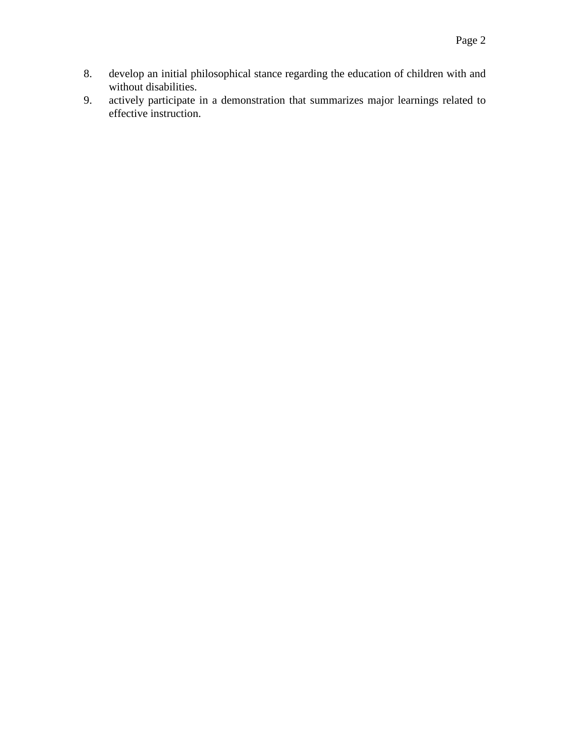8. develop an initial philosophical stance regarding the education of children with and without disabilities.
9. actively participate in a demonstration that summarizes major learnings related to effective instruction.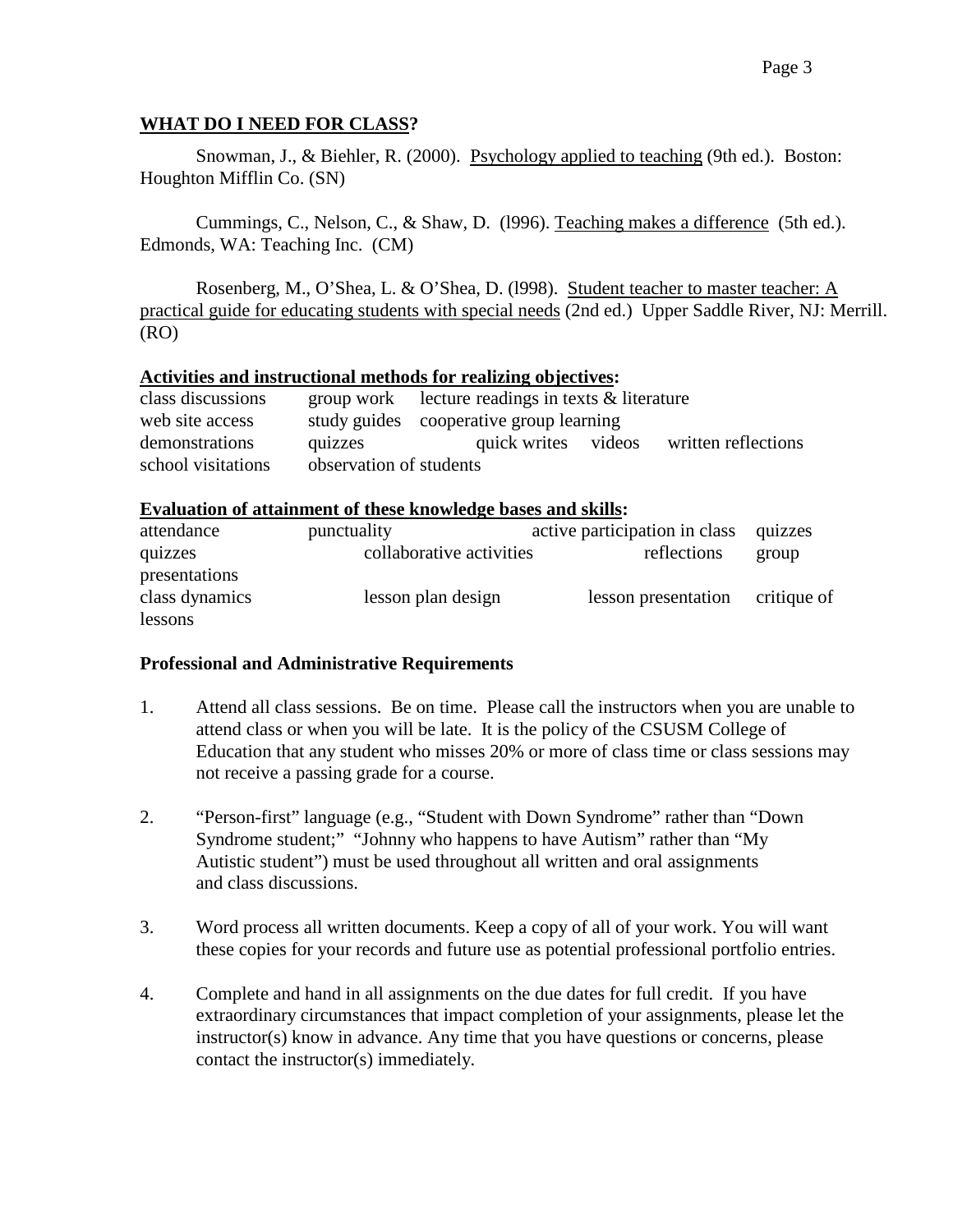## WHAT DO I NEED FOR CLASS?

Snowman, J., & Biehler, R. (2000). Psychology applied to teaching (9th ed.). Boston: Houghton Mifflin Co. (SN)

Cummings, C., Nelson, C., & Shaw, D. (l996). Teaching makes a difference (5th ed.). Edmonds, WA: Teaching Inc. (CM)

Rosenberg, M., O'Shea, L. & O'Shea, D. (l998). Student teacher to master teacher: A practical guide for educating students with special needs (2nd ed.) Upper Saddle River, NJ: Merrill. (RO)

**Activities and instructional methods for realizing objectives:**

class discussions group work lecture readings in texts & literature
web site access study guides cooperative group learning
demonstrations quizzes quick writes videos written reflections
school visitations observation of students

**Evaluation of attainment of these knowledge bases and skills:**

attendance punctuality active participation in class quizzes
quizzes collaborative activities reflections group presentations
class dynamics lesson plan design lesson presentation critique of lessons

**Professional and Administrative Requirements**

1. Attend all class sessions. Be on time. Please call the instructors when you are unable to attend class or when you will be late. It is the policy of the CSUSM College of Education that any student who misses 20% or more of class time or class sessions may not receive a passing grade for a course.

2. "Person-first" language (e.g., "Student with Down Syndrome" rather than "Down Syndrome student;" "Johnny who happens to have Autism" rather than "My Autistic student") must be used throughout all written and oral assignments and class discussions.

3. Word process all written documents. Keep a copy of all of your work. You will want these copies for your records and future use as potential professional portfolio entries.

4. Complete and hand in all assignments on the due dates for full credit. If you have extraordinary circumstances that impact completion of your assignments, please let the instructor(s) know in advance. Any time that you have questions or concerns, please contact the instructor(s) immediately.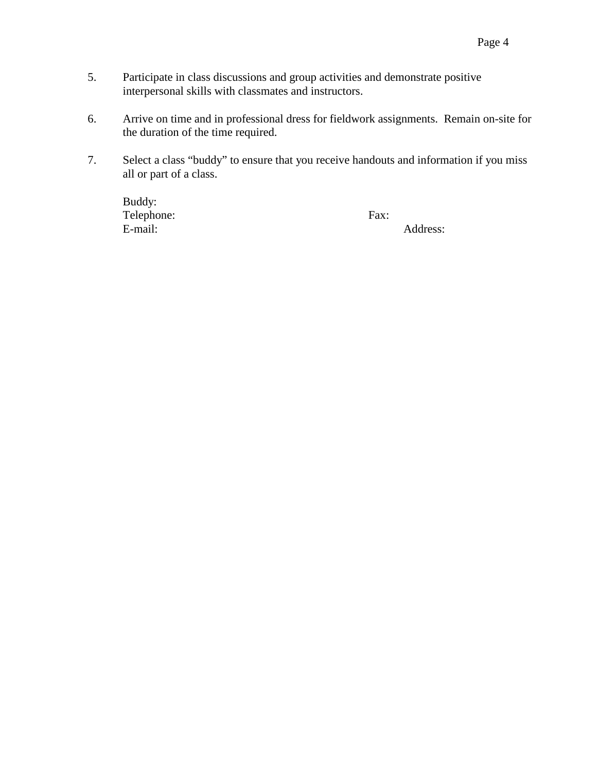5. Participate in class discussions and group activities and demonstrate positive interpersonal skills with classmates and instructors.

6. Arrive on time and in professional dress for fieldwork assignments. Remain on-site for the duration of the time required.

7. Select a class "buddy" to ensure that you receive handouts and information if you miss all or part of a class.

   Buddy:
   Telephone: Fax:
   E-mail: Address: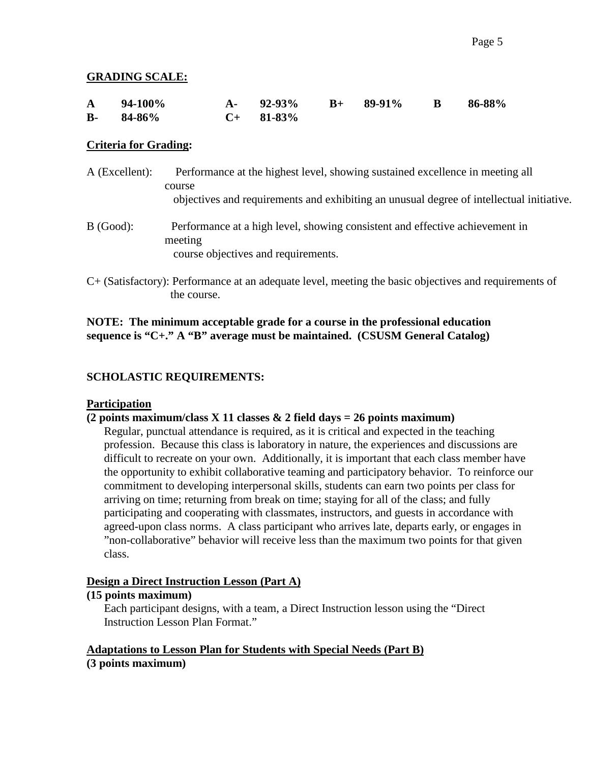**GRADING SCALE:**

| | | | | | | | |
|---|---|---|---|---|---|---|---|
| **A** | **94-100%** | **A-** | **92-93%** | **B+** | **89-91%** | **B** | **86-88%** |
| **B-** | **84-86%** | **C+** | **81-83%** | | | | |

**Criteria for Grading:**

A (Excellent): Performance at the highest level, showing sustained excellence in meeting all course objectives and requirements and exhibiting an unusual degree of intellectual initiative.

B (Good): Performance at a high level, showing consistent and effective achievement in meeting course objectives and requirements.

C+ (Satisfactory): Performance at an adequate level, meeting the basic objectives and requirements of the course.

**NOTE: The minimum acceptable grade for a course in the professional education sequence is "C+." A "B" average must be maintained. (CSUSM General Catalog)**

**SCHOLASTIC REQUIREMENTS:**

**Participation**

**(2 points maximum/class X 11 classes & 2 field days = 26 points maximum)**

Regular, punctual attendance is required, as it is critical and expected in the teaching profession. Because this class is laboratory in nature, the experiences and discussions are difficult to recreate on your own. Additionally, it is important that each class member have the opportunity to exhibit collaborative teaming and participatory behavior. To reinforce our commitment to developing interpersonal skills, students can earn two points per class for arriving on time; returning from break on time; staying for all of the class; and fully participating and cooperating with classmates, instructors, and guests in accordance with agreed-upon class norms. A class participant who arrives late, departs early, or engages in "non-collaborative" behavior will receive less than the maximum two points for that given class.

**Design a Direct Instruction Lesson (Part A)**

**(15 points maximum)**

Each participant designs, with a team, a Direct Instruction lesson using the "Direct Instruction Lesson Plan Format."

**Adaptations to Lesson Plan for Students with Special Needs (Part B)**

**(3 points maximum)**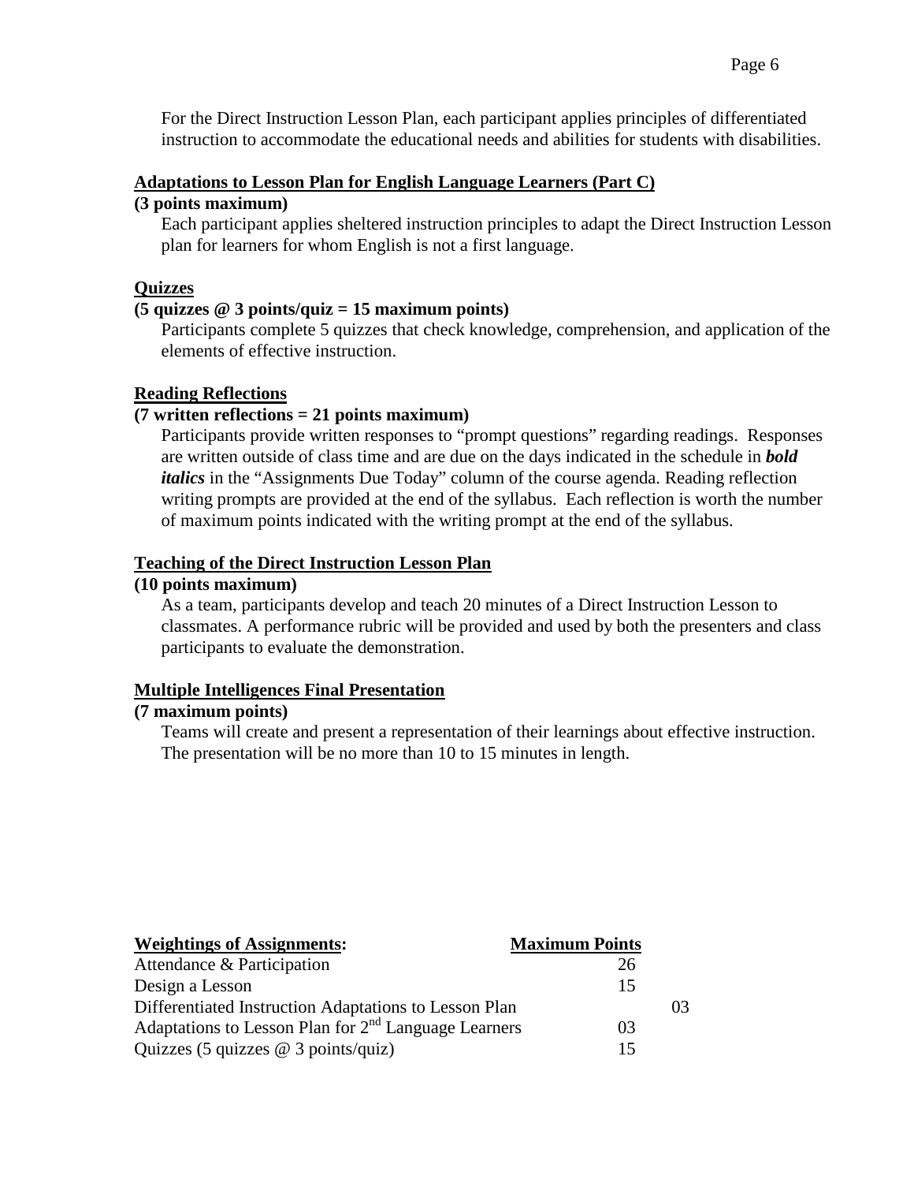For the Direct Instruction Lesson Plan, each participant applies principles of differentiated instruction to accommodate the educational needs and abilities for students with disabilities.

**Adaptations to Lesson Plan for English Language Learners (Part C)**
**(3 points maximum)**

Each participant applies sheltered instruction principles to adapt the Direct Instruction Lesson plan for learners for whom English is not a first language.

**Quizzes**
**(5 quizzes @ 3 points/quiz = 15 maximum points)**

Participants complete 5 quizzes that check knowledge, comprehension, and application of the elements of effective instruction.

**Reading Reflections**
**(7 written reflections = 21 points maximum)**

Participants provide written responses to "prompt questions" regarding readings. Responses are written outside of class time and are due on the days indicated in the schedule in ***bold italics*** in the "Assignments Due Today" column of the course agenda. Reading reflection writing prompts are provided at the end of the syllabus. Each reflection is worth the number of maximum points indicated with the writing prompt at the end of the syllabus.

**Teaching of the Direct Instruction Lesson Plan**
**(10 points maximum)**

As a team, participants develop and teach 20 minutes of a Direct Instruction Lesson to classmates. A performance rubric will be provided and used by both the presenters and class participants to evaluate the demonstration.

**Multiple Intelligences Final Presentation**
**(7 maximum points)**

Teams will create and present a representation of their learnings about effective instruction. The presentation will be no more than 10 to 15 minutes in length.

| **Weightings of Assignments:** | **Maximum Points** |
|---|---|
| Attendance & Participation | 26 |
| Design a Lesson | 15 |
| Differentiated Instruction Adaptations to Lesson Plan | 03 |
| Adaptations to Lesson Plan for 2nd Language Learners | 03 |
| Quizzes (5 quizzes @ 3 points/quiz) | 15 |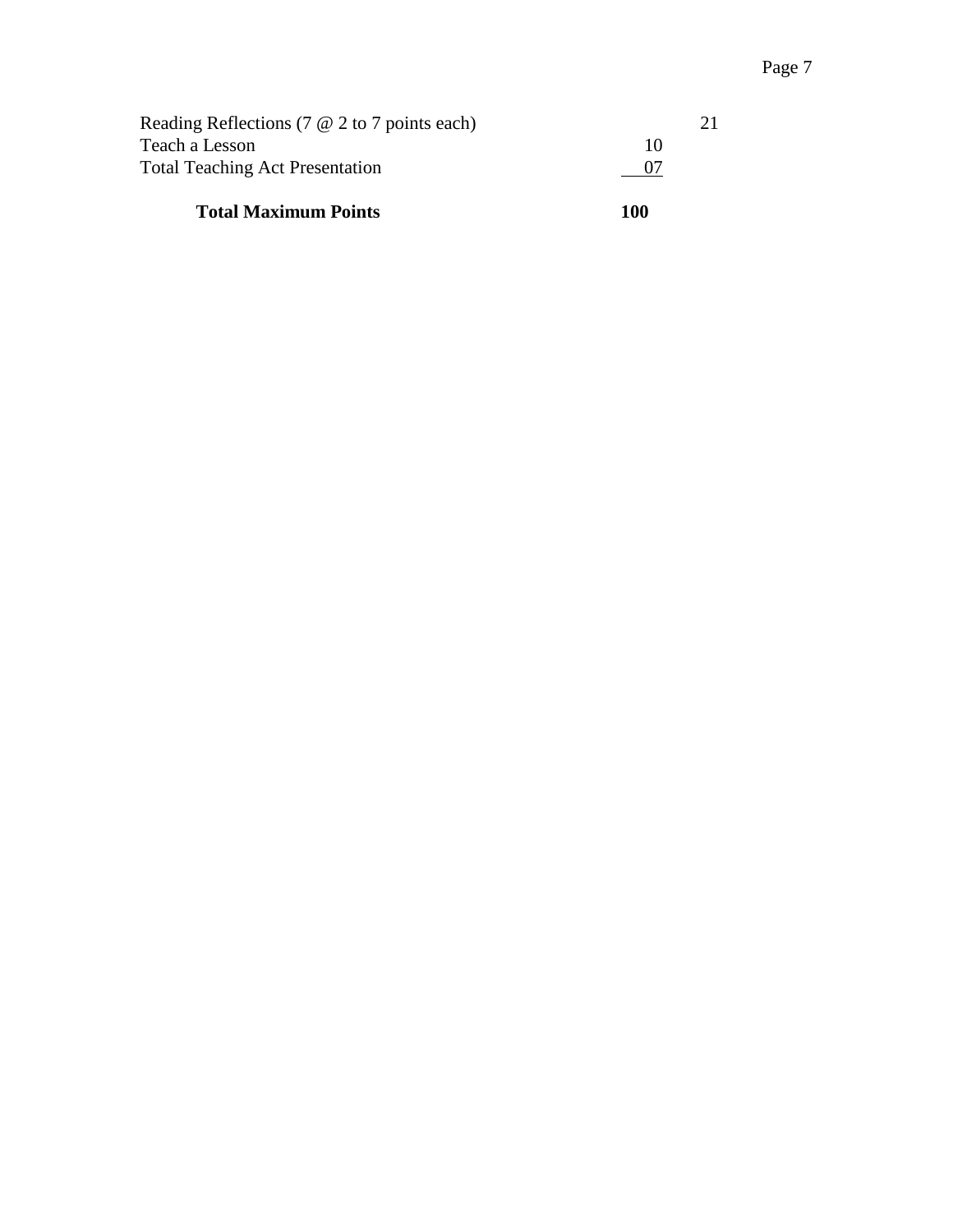| | | |
|---|---|---|
| Reading Reflections (7 @ 2 to 7 points each) | | 21 |
| Teach a Lesson | 10 | |
| Total Teaching Act Presentation | 07 | |
| **Total Maximum Points** | **100** | |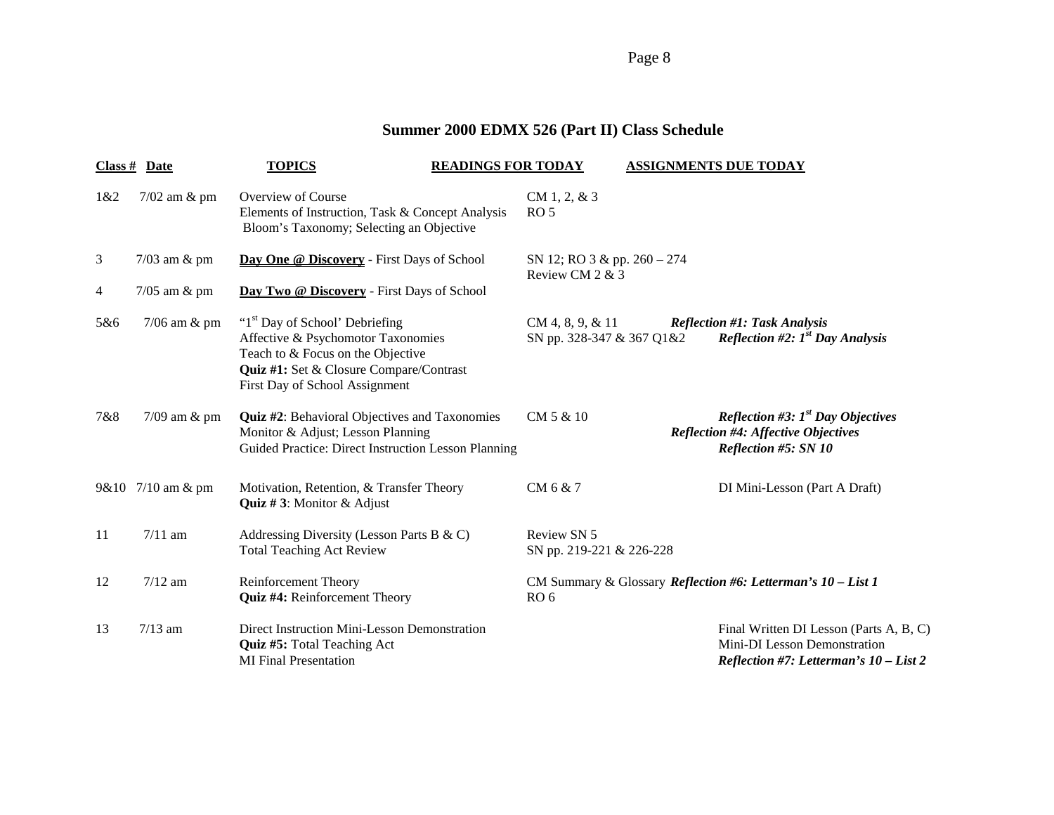## Summer 2000 EDMX 526 (Part II) Class Schedule

| Class # | Date | TOPICS | READINGS FOR TODAY | ASSIGNMENTS DUE TODAY |
|---|---|---|---|---|
| 1&2 | 7/02 am & pm | Overview of Course<br>Elements of Instruction, Task & Concept Analysis<br>Bloom's Taxonomy; Selecting an Objective | CM 1, 2, & 3<br>RO 5 | |
| 3 | 7/03 am & pm | **Day One @ Discovery** - First Days of School | SN 12; RO 3 & pp. 260 – 274<br>Review CM 2 & 3 | |
| 4 | 7/05 am & pm | **Day Two @ Discovery** - First Days of School | | |
| 5&6 | 7/06 am & pm | "1st Day of School' Debriefing<br>Affective & Psychomotor Taxonomies<br>Teach to & Focus on the Objective<br>**Quiz #1:** Set & Closure Compare/Contrast<br>First Day of School Assignment | CM 4, 8, 9, & 11<br>SN pp. 328-347 & 367 Q1&2 | ***Reflection #1: Task Analysis***<br>***Reflection #2: 1st Day Analysis*** |
| 7&8 | 7/09 am & pm | **Quiz #2**: Behavioral Objectives and Taxonomies<br>Monitor & Adjust; Lesson Planning<br>Guided Practice: Direct Instruction Lesson Planning | CM 5 & 10 | ***Reflection #3: 1st Day Objectives***<br>***Reflection #4: Affective Objectives***<br>***Reflection #5: SN 10*** |
| 9&10 | 7/10 am & pm | Motivation, Retention, & Transfer Theory<br>**Quiz # 3**: Monitor & Adjust | CM 6 & 7 | DI Mini-Lesson (Part A Draft) |
| 11 | 7/11 am | Addressing Diversity (Lesson Parts B & C)<br>Total Teaching Act Review | Review SN 5<br>SN pp. 219-221 & 226-228 | |
| 12 | 7/12 am | Reinforcement Theory<br>**Quiz #4:** Reinforcement Theory | CM Summary & Glossary<br>RO 6 | ***Reflection #6: Letterman's 10 – List 1*** |
| 13 | 7/13 am | Direct Instruction Mini-Lesson Demonstration<br>**Quiz #5:** Total Teaching Act<br>MI Final Presentation | | Final Written DI Lesson (Parts A, B, C)<br>Mini-DI Lesson Demonstration<br>***Reflection #7: Letterman's 10 – List 2*** |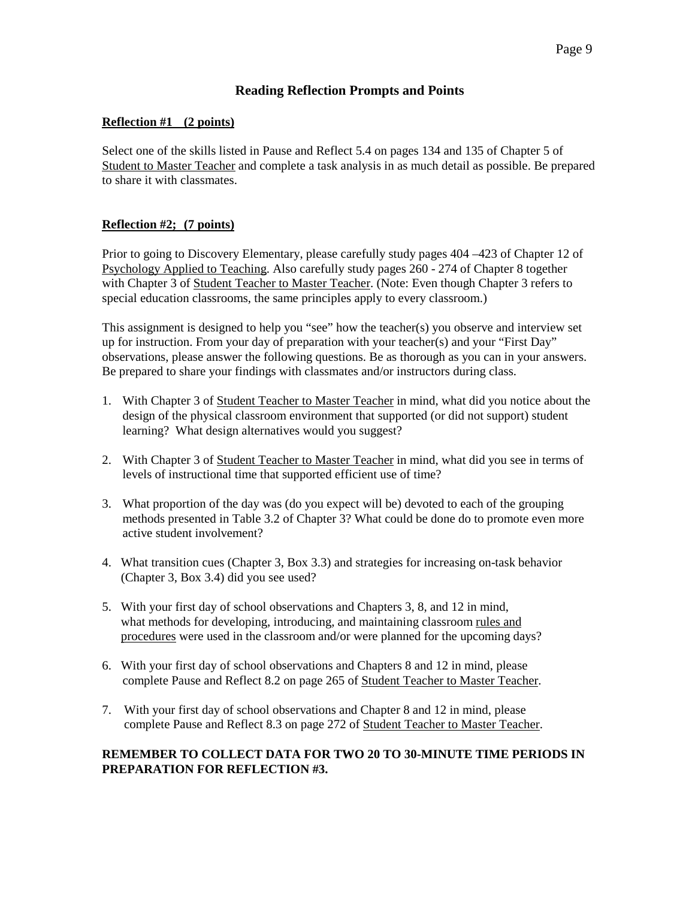## Reading Reflection Prompts and Points

**Reflection #1 (2 points)**

Select one of the skills listed in Pause and Reflect 5.4 on pages 134 and 135 of Chapter 5 of Student to Master Teacher and complete a task analysis in as much detail as possible. Be prepared to share it with classmates.

**Reflection #2; (7 points)**

Prior to going to Discovery Elementary, please carefully study pages 404 –423 of Chapter 12 of Psychology Applied to Teaching. Also carefully study pages 260 - 274 of Chapter 8 together with Chapter 3 of Student Teacher to Master Teacher. (Note: Even though Chapter 3 refers to special education classrooms, the same principles apply to every classroom.)

This assignment is designed to help you "see" how the teacher(s) you observe and interview set up for instruction. From your day of preparation with your teacher(s) and your "First Day" observations, please answer the following questions. Be as thorough as you can in your answers. Be prepared to share your findings with classmates and/or instructors during class.

1. With Chapter 3 of Student Teacher to Master Teacher in mind, what did you notice about the design of the physical classroom environment that supported (or did not support) student learning? What design alternatives would you suggest?
2. With Chapter 3 of Student Teacher to Master Teacher in mind, what did you see in terms of levels of instructional time that supported efficient use of time?
3. What proportion of the day was (do you expect will be) devoted to each of the grouping methods presented in Table 3.2 of Chapter 3? What could be done do to promote even more active student involvement?
4. What transition cues (Chapter 3, Box 3.3) and strategies for increasing on-task behavior (Chapter 3, Box 3.4) did you see used?
5. With your first day of school observations and Chapters 3, 8, and 12 in mind, what methods for developing, introducing, and maintaining classroom rules and procedures were used in the classroom and/or were planned for the upcoming days?
6. With your first day of school observations and Chapters 8 and 12 in mind, please complete Pause and Reflect 8.2 on page 265 of Student Teacher to Master Teacher.
7. With your first day of school observations and Chapter 8 and 12 in mind, please complete Pause and Reflect 8.3 on page 272 of Student Teacher to Master Teacher.

**REMEMBER TO COLLECT DATA FOR TWO 20 TO 30-MINUTE TIME PERIODS IN PREPARATION FOR REFLECTION #3.**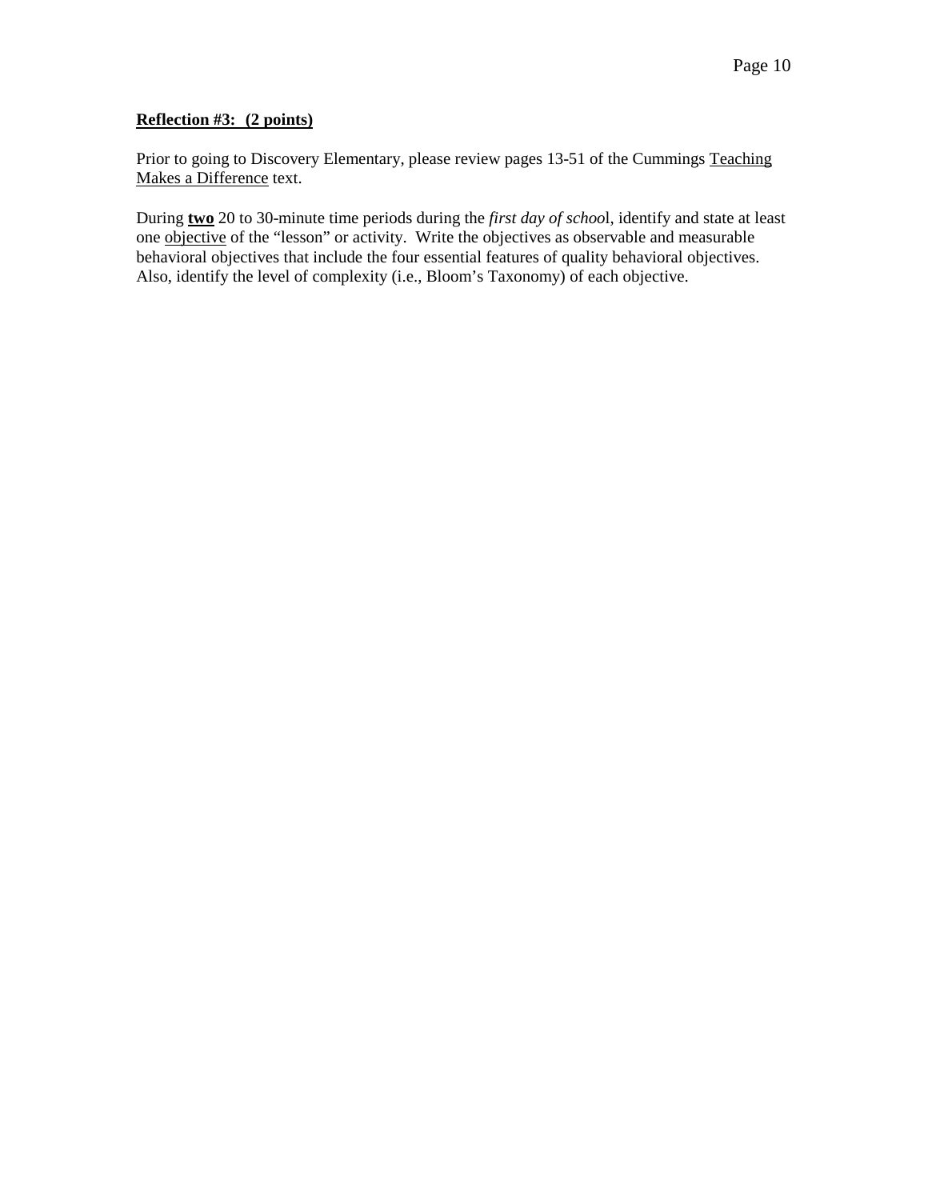**Reflection #3: (2 points)**

Prior to going to Discovery Elementary, please review pages 13-51 of the Cummings Teaching Makes a Difference text.

During **two** 20 to 30-minute time periods during the *first day of schoo*l, identify and state at least one objective of the "lesson" or activity. Write the objectives as observable and measurable behavioral objectives that include the four essential features of quality behavioral objectives. Also, identify the level of complexity (i.e., Bloom's Taxonomy) of each objective.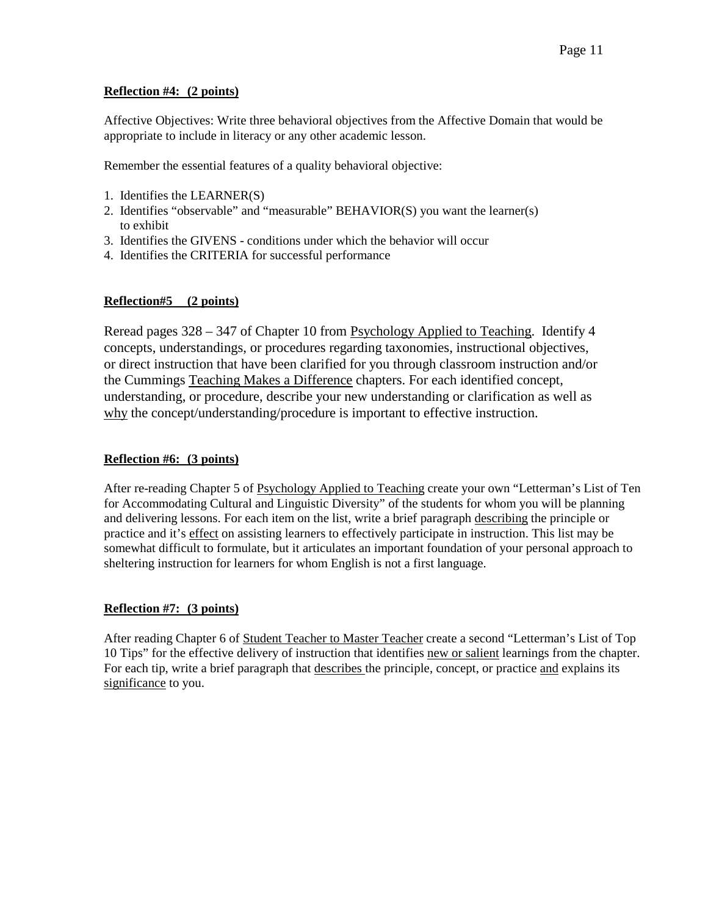**Reflection #4: (2 points)**

Affective Objectives: Write three behavioral objectives from the Affective Domain that would be appropriate to include in literacy or any other academic lesson.

Remember the essential features of a quality behavioral objective:

1. Identifies the LEARNER(S)
2. Identifies "observable" and "measurable" BEHAVIOR(S) you want the learner(s) to exhibit
3. Identifies the GIVENS - conditions under which the behavior will occur
4. Identifies the CRITERIA for successful performance

**Reflection#5 (2 points)**

Reread pages 328 – 347 of Chapter 10 from Psychology Applied to Teaching. Identify 4 concepts, understandings, or procedures regarding taxonomies, instructional objectives, or direct instruction that have been clarified for you through classroom instruction and/or the Cummings Teaching Makes a Difference chapters. For each identified concept, understanding, or procedure, describe your new understanding or clarification as well as why the concept/understanding/procedure is important to effective instruction.

**Reflection #6: (3 points)**

After re-reading Chapter 5 of Psychology Applied to Teaching create your own "Letterman's List of Ten for Accommodating Cultural and Linguistic Diversity" of the students for whom you will be planning and delivering lessons. For each item on the list, write a brief paragraph describing the principle or practice and it's effect on assisting learners to effectively participate in instruction. This list may be somewhat difficult to formulate, but it articulates an important foundation of your personal approach to sheltering instruction for learners for whom English is not a first language.

**Reflection #7: (3 points)**

After reading Chapter 6 of Student Teacher to Master Teacher create a second "Letterman's List of Top 10 Tips" for the effective delivery of instruction that identifies new or salient learnings from the chapter. For each tip, write a brief paragraph that describes the principle, concept, or practice and explains its significance to you.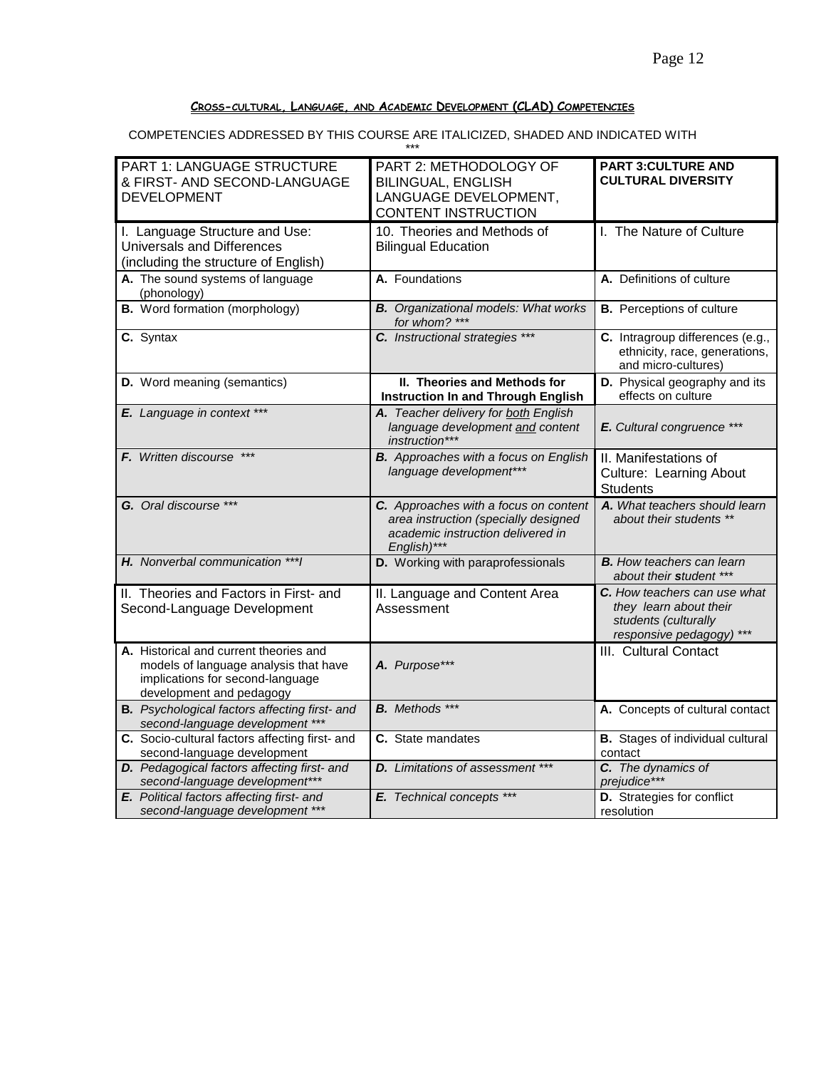## CROSS-CULTURAL, LANGUAGE, AND ACADEMIC DEVELOPMENT (CLAD) COMPETENCIES

COMPETENCIES ADDRESSED BY THIS COURSE ARE ITALICIZED, SHADED AND INDICATED WITH ***

| PART 1: LANGUAGE STRUCTURE & FIRST- AND SECOND-LANGUAGE DEVELOPMENT | PART 2: METHODOLOGY OF BILINGUAL, ENGLISH LANGUAGE DEVELOPMENT, CONTENT INSTRUCTION | **PART 3:CULTURE AND CULTURAL DIVERSITY** |
|---|---|---|
| I. Language Structure and Use: Universals and Differences (including the structure of English) | 10. Theories and Methods of Bilingual Education | I. The Nature of Culture |
| **A.** The sound systems of language (phonology) | **A.** Foundations | **A.** Definitions of culture |
| **B.** Word formation (morphology) | ***B.** Organizational models: What works for whom? *** * | **B.** Perceptions of culture |
| **C.** Syntax | ***C.** Instructional strategies *** * | **C.** Intragroup differences (e.g., ethnicity, race, generations, and micro-cultures) |
| **D.** Word meaning (semantics) | **II. Theories and Methods for Instruction In and Through English** | **D.** Physical geography and its effects on culture |
| ***E.** Language in context *** * | ***A.** Teacher delivery for both English language development and content instruction*** * | ***E.** Cultural congruence *** * |
| ***F.** Written discourse *** * | ***B.** Approaches with a focus on English language development*** * | II. Manifestations of Culture: Learning About Students |
| ***G.** Oral discourse *** * | ***C.** Approaches with a focus on content area instruction (specially designed academic instruction delivered in English)*** * | ***A.** What teachers should learn about their students *** |
| ***H.** Nonverbal communication ***I* | **D.** Working with paraprofessionals | ***B.** How teachers can learn about their student *** * |
| II. Theories and Factors in First- and Second-Language Development | II. Language and Content Area Assessment | ***C.** How teachers can use what they learn about their students (culturally responsive pedagogy) *** * |
| **A.** Historical and current theories and models of language analysis that have implications for second-language development and pedagogy | ***A.** Purpose*** * | III. Cultural Contact |
| ***B.** Psychological factors affecting first- and second-language development *** * | ***B.** Methods *** * | **A.** Concepts of cultural contact |
| **C.** Socio-cultural factors affecting first- and second-language development | **C.** State mandates | **B.** Stages of individual cultural contact |
| ***D.** Pedagogical factors affecting first- and second-language development*** * | ***D.** Limitations of assessment *** * | ***C.** The dynamics of prejudice*** * |
| ***E.** Political factors affecting first- and second-language development *** * | ***E.** Technical concepts *** * | **D.** Strategies for conflict resolution |